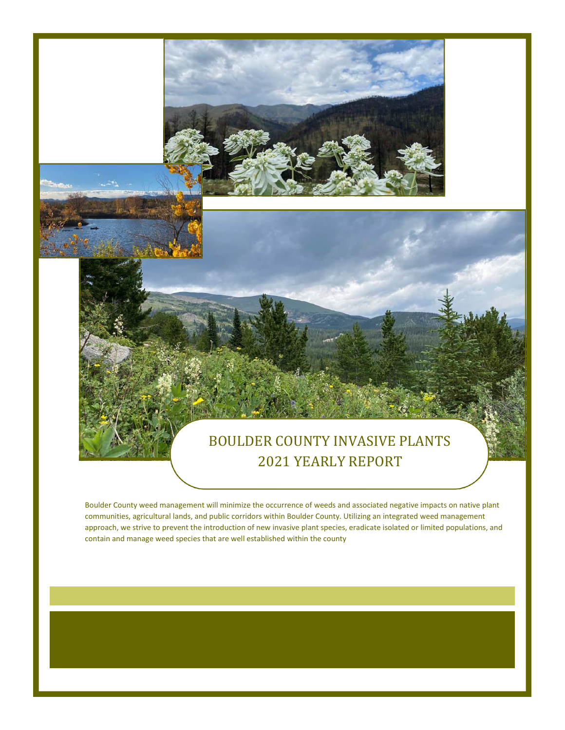# BOULDER COUNTY INVASIVE PLANTS 2021 YEARLY REPORT

Boulder County weed management will minimize the occurrence of weeds and associated negative impacts on native plant communities, agricultural lands, and public corridors within Boulder County. Utilizing an integrated weed management approach, we strive to prevent the introduction of new invasive plant species, eradicate isolated or limited populations, and contain and manage weed species that are well established within the county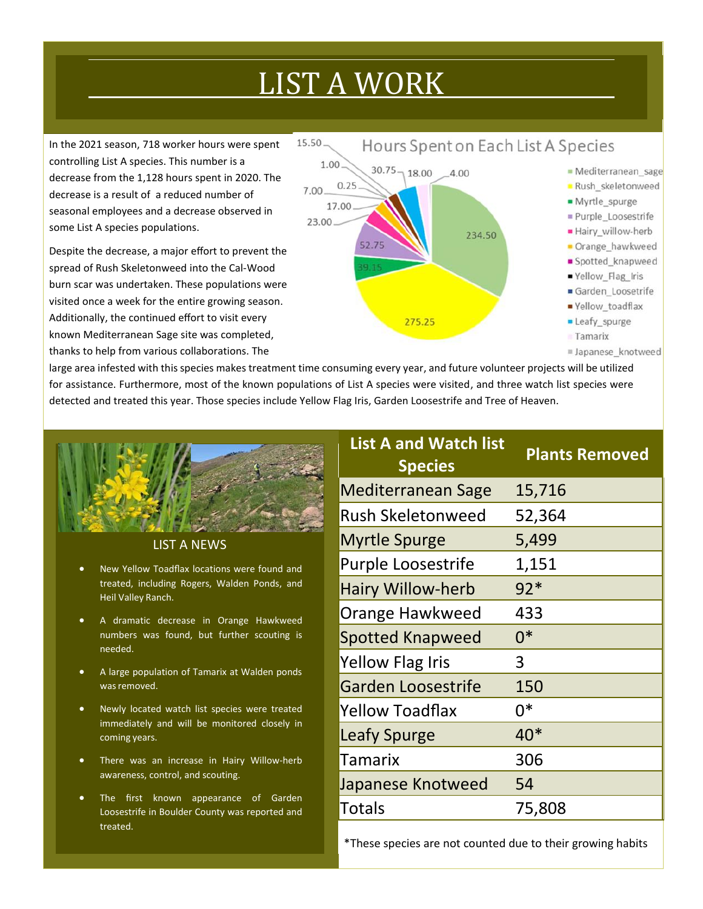# LIST A WORK

In the 2021 season, 718 worker hours were spent controlling List A species. This number is a decrease from the 1,128 hours spent in 2020. The decrease is a result of a reduced number of seasonal employees and a decrease observed in some List A species populations.

Despite the decrease, a major effort to prevent the spread of Rush Skeletonweed into the Cal-Wood burn scar was undertaken. These populations were visited once a week for the entire growing season. Additionally, the continued effort to visit every known Mediterranean Sage site was completed, thanks to help from various collaborations. The large area infested with this species makes treatment time consuming every year, and future volunteer projects will be utilized for assistance. Furthermore, most of the known populations of List A species were visited, and three watch list species were detected and treated this year. Those species include Yellow Flag Iris, Garden Loosestrife and Tree of Heaven.

**Hours Spent on Each List A Species**

| Species | Hours |
|---|---|
| Mediterranean_sage | 234.50 |
| Rush_skeletonweed | 275.25 |
| Myrtle_spurge | 39.15 |
| Purple_Loosestrife | 52.75 |
| Hairy_willow-herb | 23.00 |
| Orange_hawkweed | 17.00 |
| Spotted_knapweed | 0.25 |
| Yellow_Flag_Iris | 7.00 |
| Garden_Loosetrife | 1.00 |
| Yellow_toadflax | 15.50 |
| Leafy_spurge | 30.75 |
| Tamarix | 18.00 |
| Japanese_knotweed | 4.00 |

## LIST A NEWS

- New Yellow Toadflax locations were found and treated, including Rogers, Walden Ponds, and Heil Valley Ranch.
- A dramatic decrease in Orange Hawkweed numbers was found, but further scouting is needed.
- A large population of Tamarix at Walden ponds was removed.
- Newly located watch list species were treated immediately and will be monitored closely in coming years.
- There was an increase in Hairy Willow-herb awareness, control, and scouting.
- The first known appearance of Garden Loosestrife in Boulder County was reported and treated.

| List A and Watch list Species | Plants Removed |
|---|---|
| Mediterranean Sage | 15,716 |
| Rush Skeletonweed | 52,364 |
| Myrtle Spurge | 5,499 |
| Purple Loosestrife | 1,151 |
| Hairy Willow-herb | 92* |
| Orange Hawkweed | 433 |
| Spotted Knapweed | 0* |
| Yellow Flag Iris | 3 |
| Garden Loosestrife | 150 |
| Yellow Toadflax | 0* |
| Leafy Spurge | 40* |
| Tamarix | 306 |
| Japanese Knotweed | 54 |
| Totals | 75,808 |

*These species are not counted due to their growing habits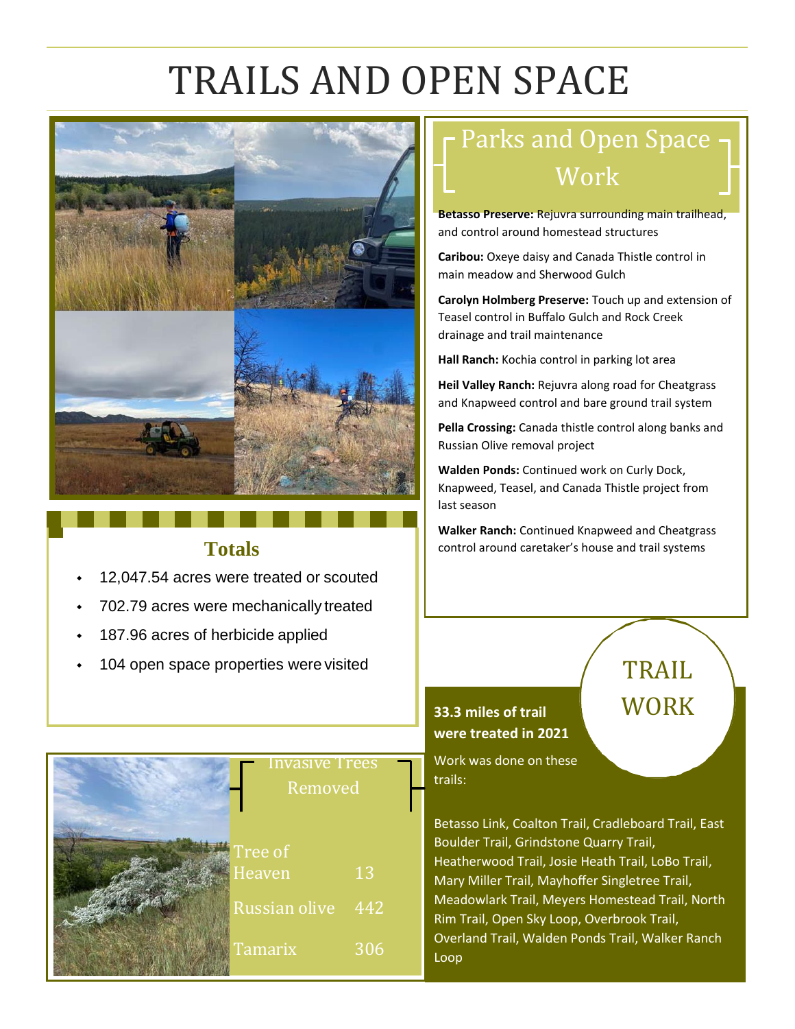# TRAILS AND OPEN SPACE

## Totals

- 12,047.54 acres were treated or scouted
- 702.79 acres were mechanically treated
- 187.96 acres of herbicide applied
- 104 open space properties were visited

## Invasive Trees Removed

| Tree | Count |
| --- | --- |
| Tree of Heaven | 13 |
| Russian olive | 442 |
| Tamarix | 306 |

## Parks and Open Space Work

**Betasso Preserve:** Rejuvra surrounding main trailhead, and control around homestead structures

**Caribou:** Oxeye daisy and Canada Thistle control in main meadow and Sherwood Gulch

**Carolyn Holmberg Preserve:** Touch up and extension of Teasel control in Buffalo Gulch and Rock Creek drainage and trail maintenance

**Hall Ranch:** Kochia control in parking lot area

**Heil Valley Ranch:** Rejuvra along road for Cheatgrass and Knapweed control and bare ground trail system

**Pella Crossing:** Canada thistle control along banks and Russian Olive removal project

**Walden Ponds:** Continued work on Curly Dock, Knapweed, Teasel, and Canada Thistle project from last season

**Walker Ranch:** Continued Knapweed and Cheatgrass control around caretaker's house and trail systems

## TRAIL WORK

**33.3 miles of trail were treated in 2021**

Work was done on these trails:

Betasso Link, Coalton Trail, Cradleboard Trail, East Boulder Trail, Grindstone Quarry Trail, Heatherwood Trail, Josie Heath Trail, LoBo Trail, Mary Miller Trail, Mayhoffer Singletree Trail, Meadowlark Trail, Meyers Homestead Trail, North Rim Trail, Open Sky Loop, Overbrook Trail, Overland Trail, Walden Ponds Trail, Walker Ranch Loop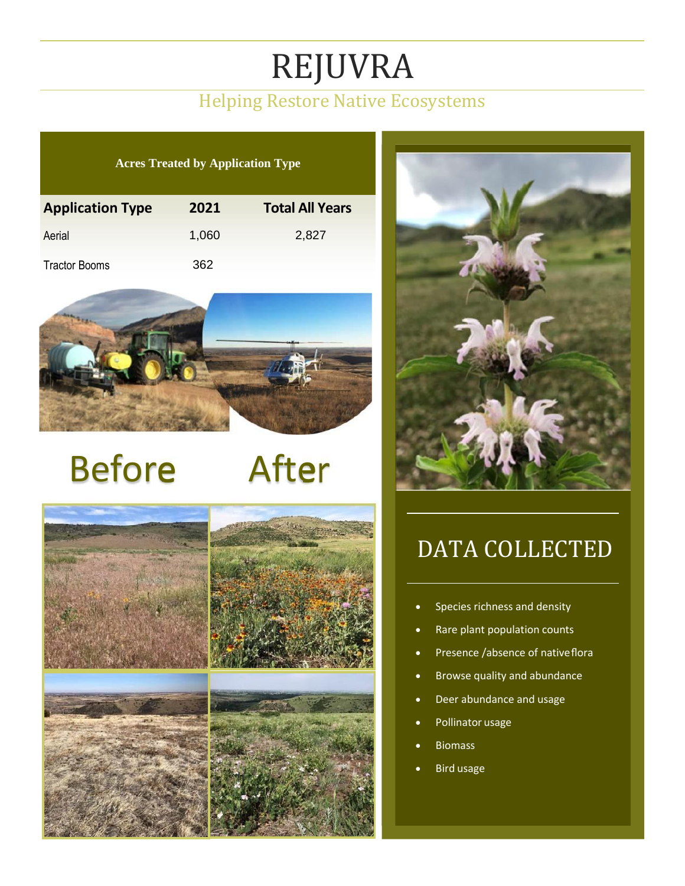# REJUVRA

## Helping Restore Native Ecosystems

**Acres Treated by Application Type**

| Application Type | 2021 | Total All Years |
| --- | --- | --- |
| Aerial | 1,060 | 2,827 |
| Tractor Booms | 362 | |

Before

After

## DATA COLLECTED

- Species richness and density
- Rare plant population counts
- Presence /absence of native flora
- Browse quality and abundance
- Deer abundance and usage
- Pollinator usage
- Biomass
- Bird usage